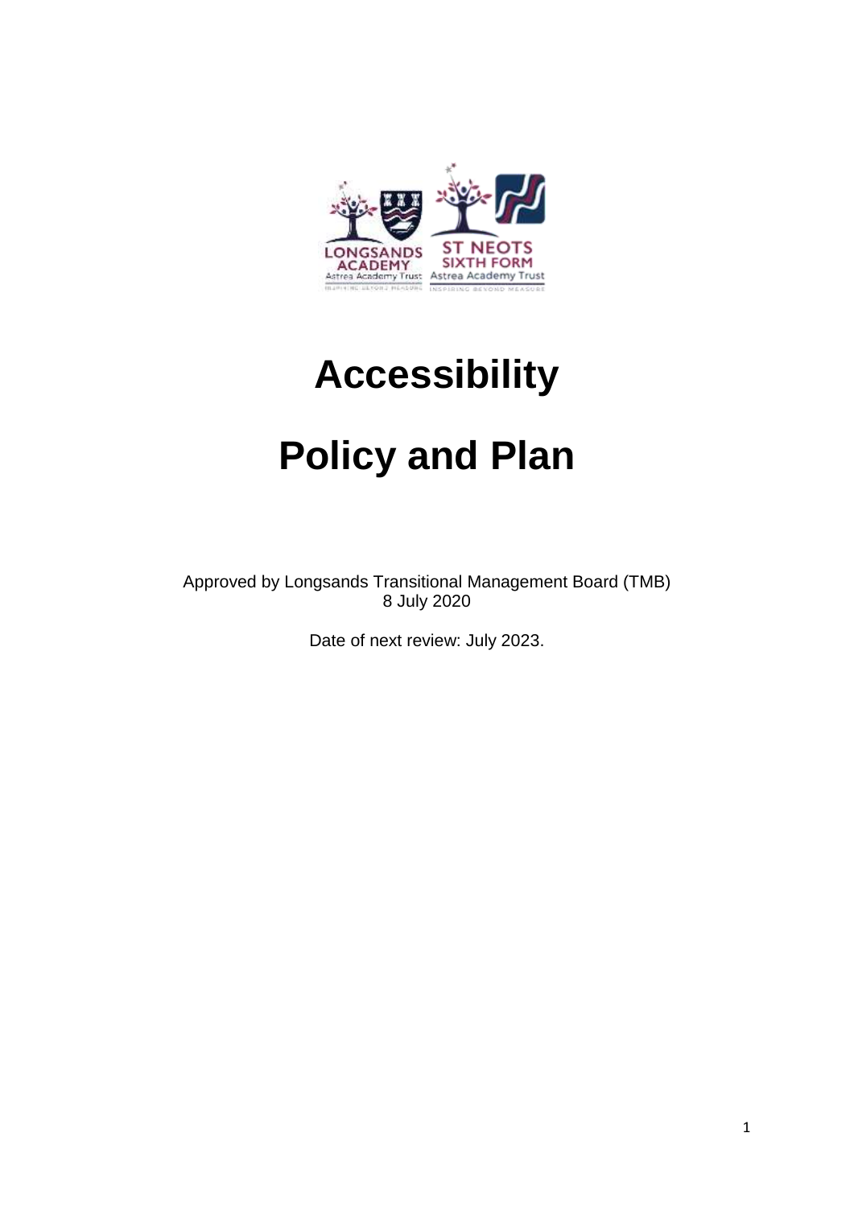# Accessibility

# Policy and Plan

Approved by Longsands Transitional Management Board (TMB)
8 July 2020

Date of next review: July 2023.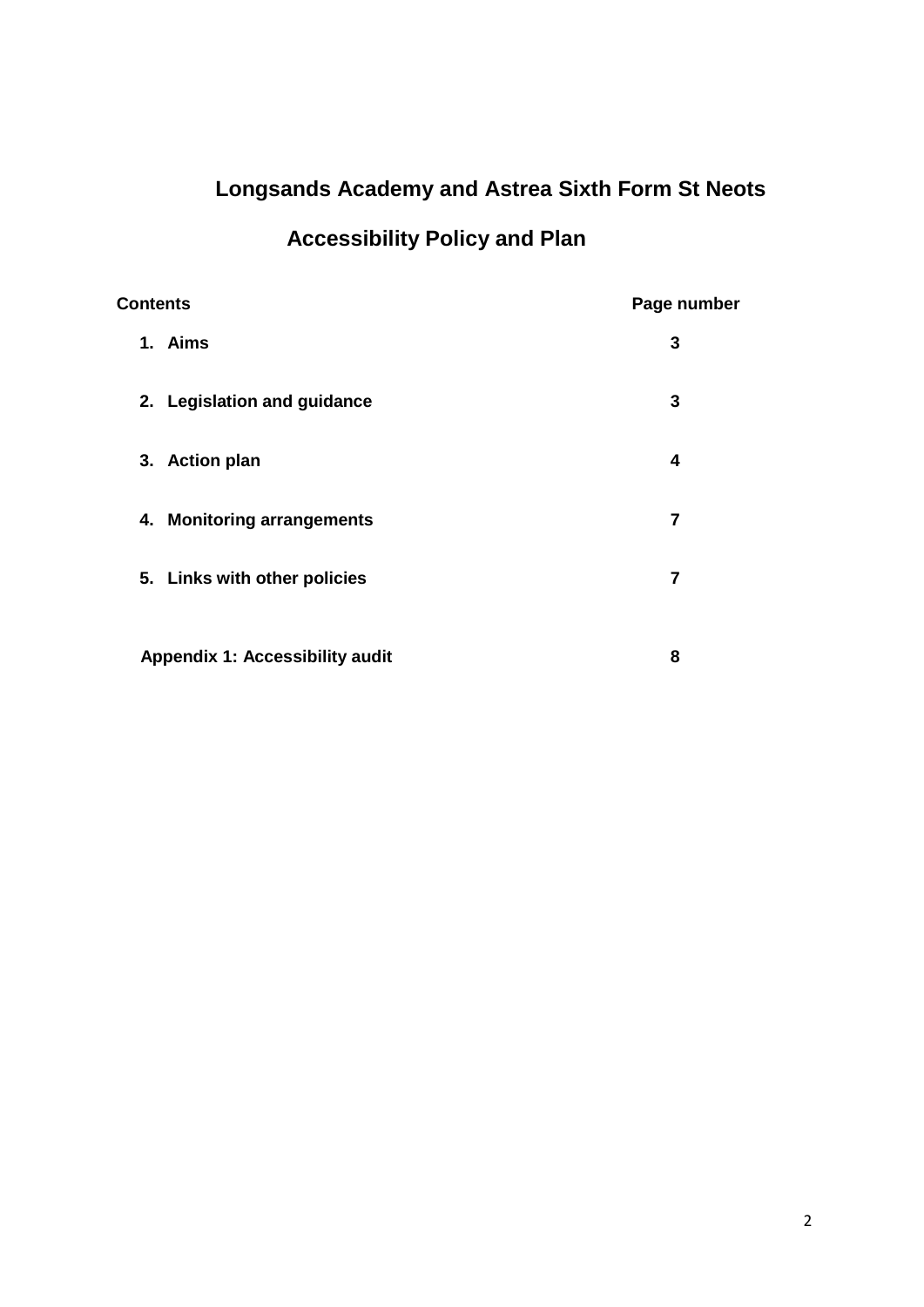# Longsands Academy and Astrea Sixth Form St Neots

## Accessibility Policy and Plan

| Contents | Page number |
| --- | --- |
| 1. Aims | 3 |
| 2. Legislation and guidance | 3 |
| 3. Action plan | 4 |
| 4. Monitoring arrangements | 7 |
| 5. Links with other policies | 7 |
| Appendix 1: Accessibility audit | 8 |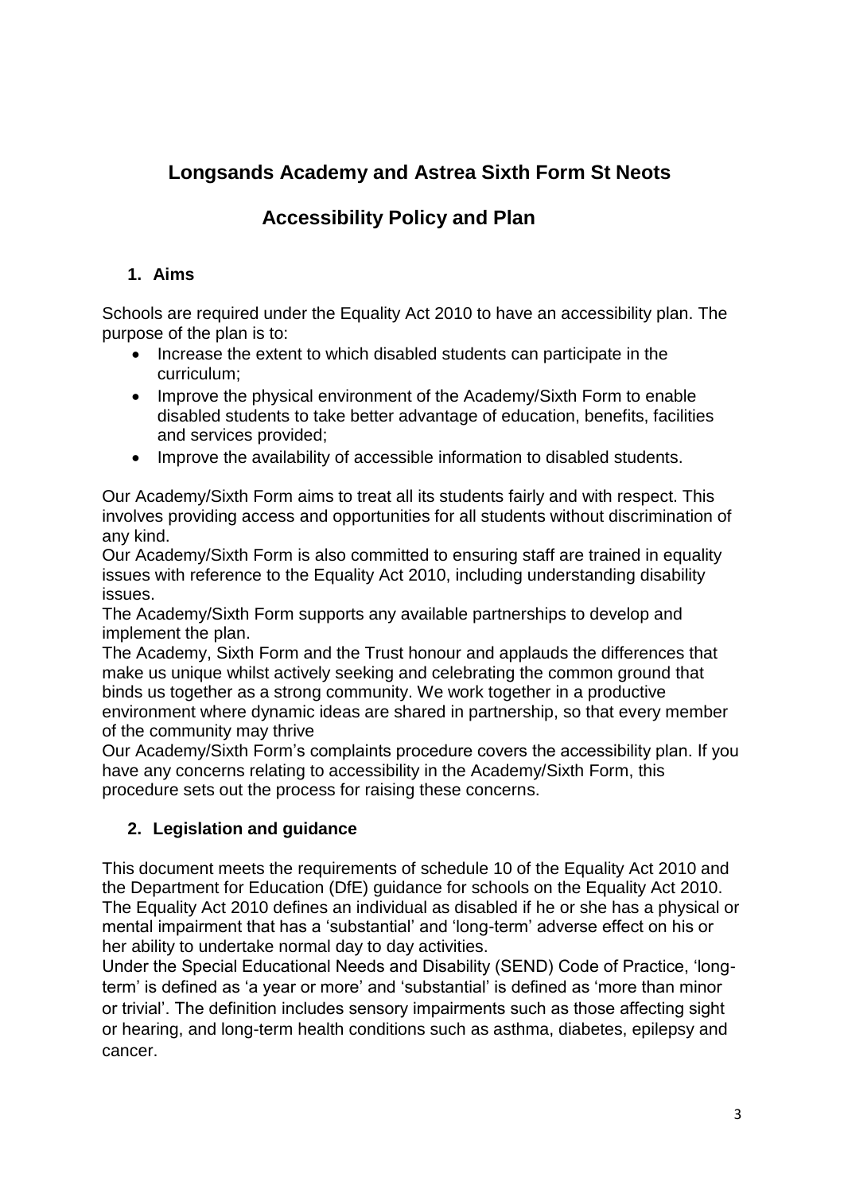# Longsands Academy and Astrea Sixth Form St Neots

# Accessibility Policy and Plan

## 1. Aims

Schools are required under the Equality Act 2010 to have an accessibility plan. The purpose of the plan is to:

- Increase the extent to which disabled students can participate in the curriculum;
- Improve the physical environment of the Academy/Sixth Form to enable disabled students to take better advantage of education, benefits, facilities and services provided;
- Improve the availability of accessible information to disabled students.

Our Academy/Sixth Form aims to treat all its students fairly and with respect. This involves providing access and opportunities for all students without discrimination of any kind.

Our Academy/Sixth Form is also committed to ensuring staff are trained in equality issues with reference to the Equality Act 2010, including understanding disability issues.

The Academy/Sixth Form supports any available partnerships to develop and implement the plan.

The Academy, Sixth Form and the Trust honour and applauds the differences that make us unique whilst actively seeking and celebrating the common ground that binds us together as a strong community. We work together in a productive environment where dynamic ideas are shared in partnership, so that every member of the community may thrive

Our Academy/Sixth Form's complaints procedure covers the accessibility plan. If you have any concerns relating to accessibility in the Academy/Sixth Form, this procedure sets out the process for raising these concerns.

## 2. Legislation and guidance

This document meets the requirements of schedule 10 of the Equality Act 2010 and the Department for Education (DfE) guidance for schools on the Equality Act 2010.

The Equality Act 2010 defines an individual as disabled if he or she has a physical or mental impairment that has a 'substantial' and 'long-term' adverse effect on his or her ability to undertake normal day to day activities.

Under the Special Educational Needs and Disability (SEND) Code of Practice, 'long-term' is defined as 'a year or more' and 'substantial' is defined as 'more than minor or trivial'. The definition includes sensory impairments such as those affecting sight or hearing, and long-term health conditions such as asthma, diabetes, epilepsy and cancer.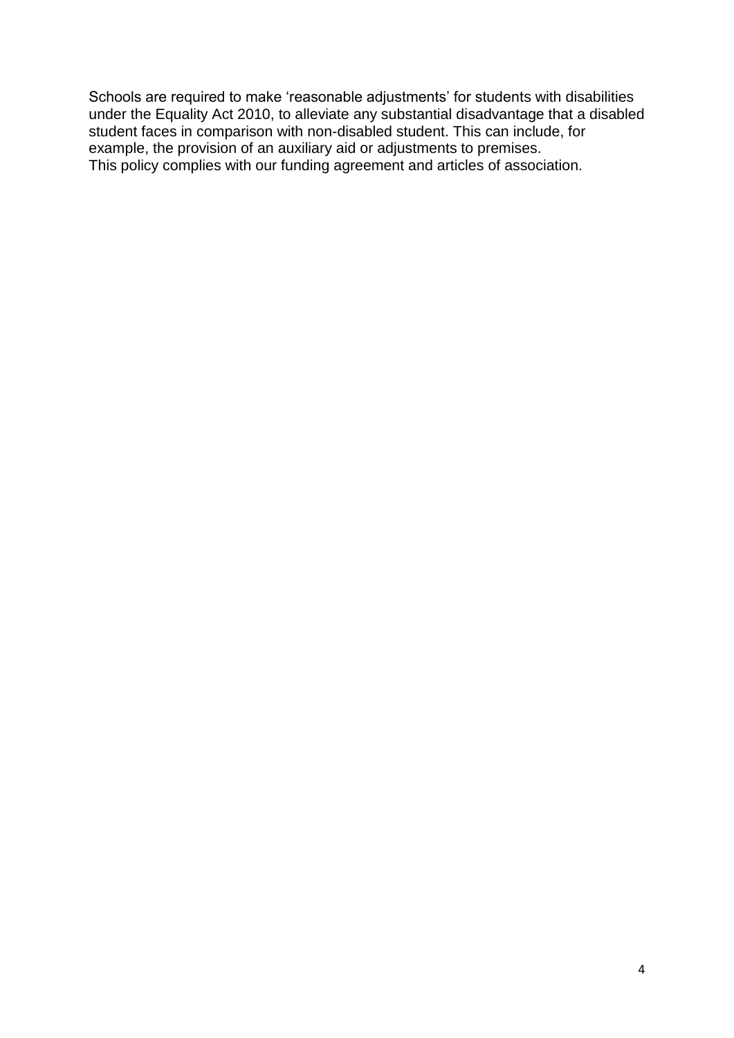Schools are required to make 'reasonable adjustments' for students with disabilities under the Equality Act 2010, to alleviate any substantial disadvantage that a disabled student faces in comparison with non-disabled student. This can include, for example, the provision of an auxiliary aid or adjustments to premises.
This policy complies with our funding agreement and articles of association.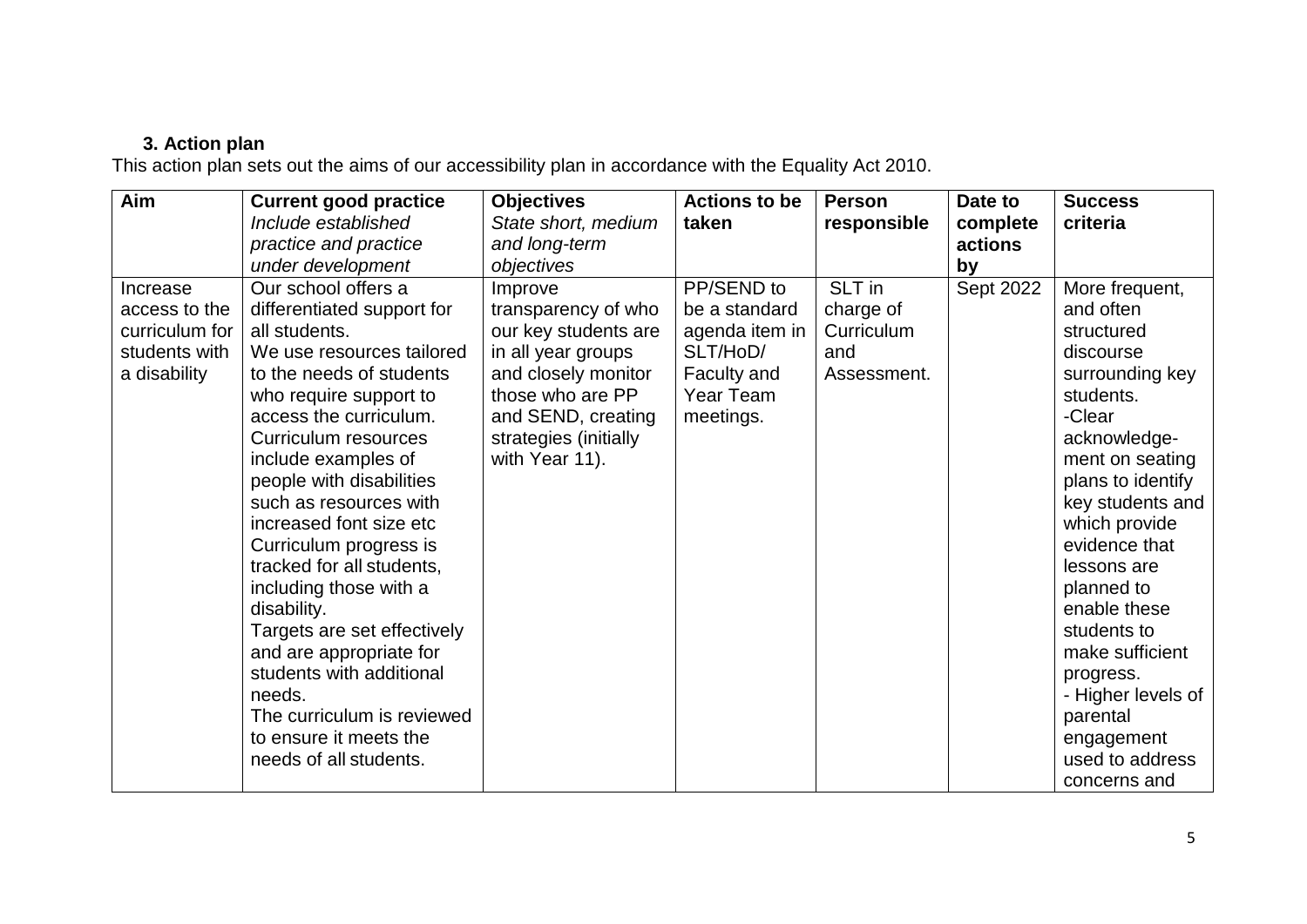### 3. Action plan

This action plan sets out the aims of our accessibility plan in accordance with the Equality Act 2010.

| Aim | Current good practice<br>*Include established practice and practice under development* | Objectives<br>*State short, medium and long-term objectives* | Actions to be taken | Person responsible | Date to complete actions by | Success criteria |
|---|---|---|---|---|---|---|
| Increase access to the curriculum for students with a disability | Our school offers a differentiated support for all students.<br>We use resources tailored to the needs of students who require support to access the curriculum.<br>Curriculum resources include examples of people with disabilities such as resources with increased font size etc<br>Curriculum progress is tracked for all students, including those with a disability.<br>Targets are set effectively and are appropriate for students with additional needs.<br>The curriculum is reviewed to ensure it meets the needs of all students. | Improve transparency of who our key students are in all year groups and closely monitor those who are PP and SEND, creating strategies (initially with Year 11). | PP/SEND to be a standard agenda item in SLT/HoD/ Faculty and Year Team meetings. | SLT in charge of Curriculum and Assessment. | Sept 2022 | More frequent, and often structured discourse surrounding key students.<br>-Clear acknowledge-ment on seating plans to identify key students and which provide evidence that lessons are planned to enable these students to make sufficient progress.<br>- Higher levels of parental engagement used to address concerns and |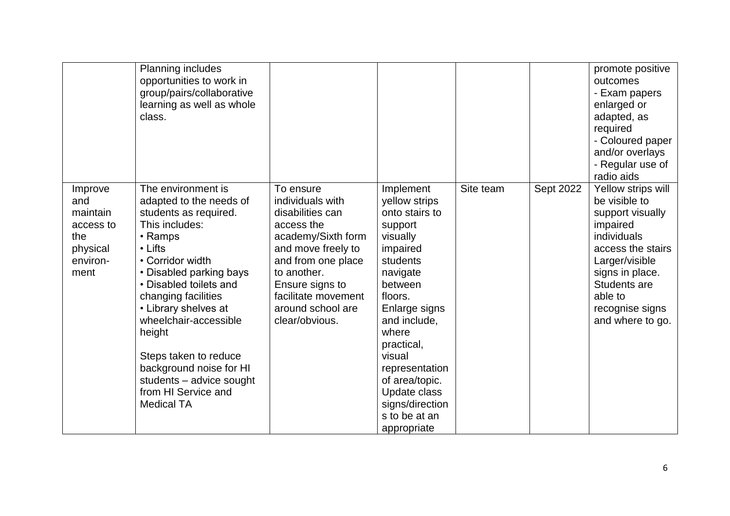| | | | | | | |
|---|---|---|---|---|---|---|
| | Planning includes opportunities to work in group/pairs/collaborative learning as well as whole class. | | | | | promote positive outcomes<br>- Exam papers enlarged or adapted, as required<br>- Coloured paper and/or overlays<br>- Regular use of radio aids |
| Improve and maintain access to the physical environ-ment | The environment is adapted to the needs of students as required. This includes:<br>• Ramps<br>• Lifts<br>• Corridor width<br>• Disabled parking bays<br>• Disabled toilets and changing facilities<br>• Library shelves at wheelchair-accessible height<br><br>Steps taken to reduce background noise for HI students – advice sought from HI Service and Medical TA | To ensure individuals with disabilities can access the academy/Sixth form and move freely to and from one place to another.<br>Ensure signs to facilitate movement around school are clear/obvious. | Implement yellow strips onto stairs to support visually impaired students navigate between floors.<br>Enlarge signs and include, where practical, visual representation of area/topic.<br>Update class signs/directions to be at an appropriate | Site team | Sept 2022 | Yellow strips will be visible to support visually impaired individuals access the stairs<br>Larger/visible signs in place. Students are able to recognise signs and where to go. |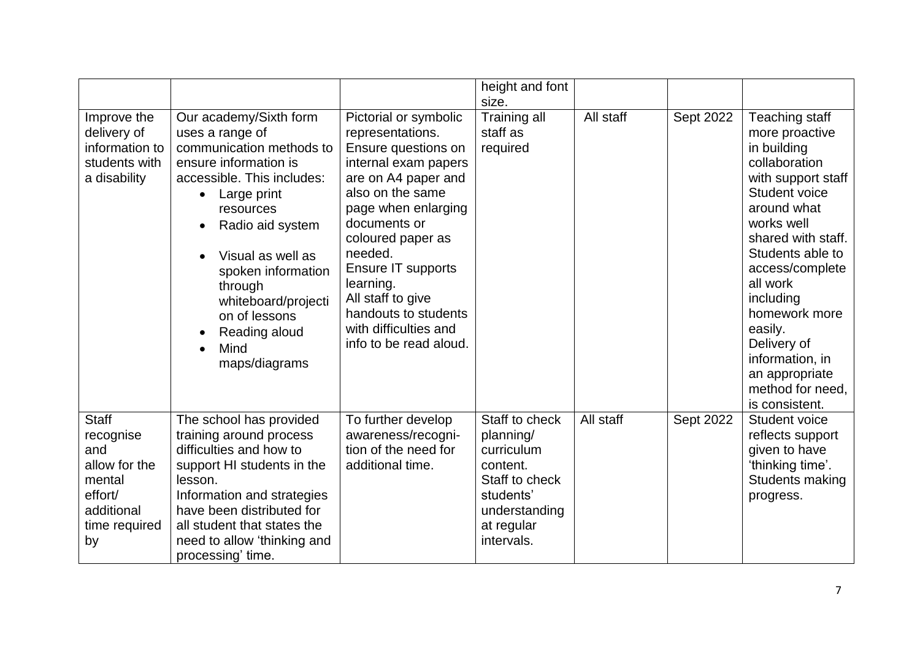| | | | height and font size. | | | |
|---|---|---|---|---|---|---|
| Improve the delivery of information to students with a disability | Our academy/Sixth form uses a range of communication methods to ensure information is accessible. This includes:<br>• Large print resources<br>• Radio aid system<br>• Visual as well as spoken information through whiteboard/projection of lessons<br>• Reading aloud<br>• Mind maps/diagrams | Pictorial or symbolic representations.<br>Ensure questions on internal exam papers are on A4 paper and also on the same page when enlarging documents or coloured paper as needed.<br>Ensure IT supports learning.<br>All staff to give handouts to students with difficulties and info to be read aloud. | Training all staff as required | All staff | Sept 2022 | Teaching staff more proactive in building collaboration with support staff<br>Student voice around what works well shared with staff.<br>Students able to access/complete all work including homework more easily.<br>Delivery of information, in an appropriate method for need, is consistent. |
| Staff recognise and allow for the mental effort/ additional time required by | The school has provided training around process difficulties and how to support HI students in the lesson.<br>Information and strategies have been distributed for all student that states the need to allow 'thinking and processing' time. | To further develop awareness/recognition of the need for additional time. | Staff to check planning/ curriculum content.<br>Staff to check students' understanding at regular intervals. | All staff | Sept 2022 | Student voice reflects support given to have 'thinking time'.<br>Students making progress. |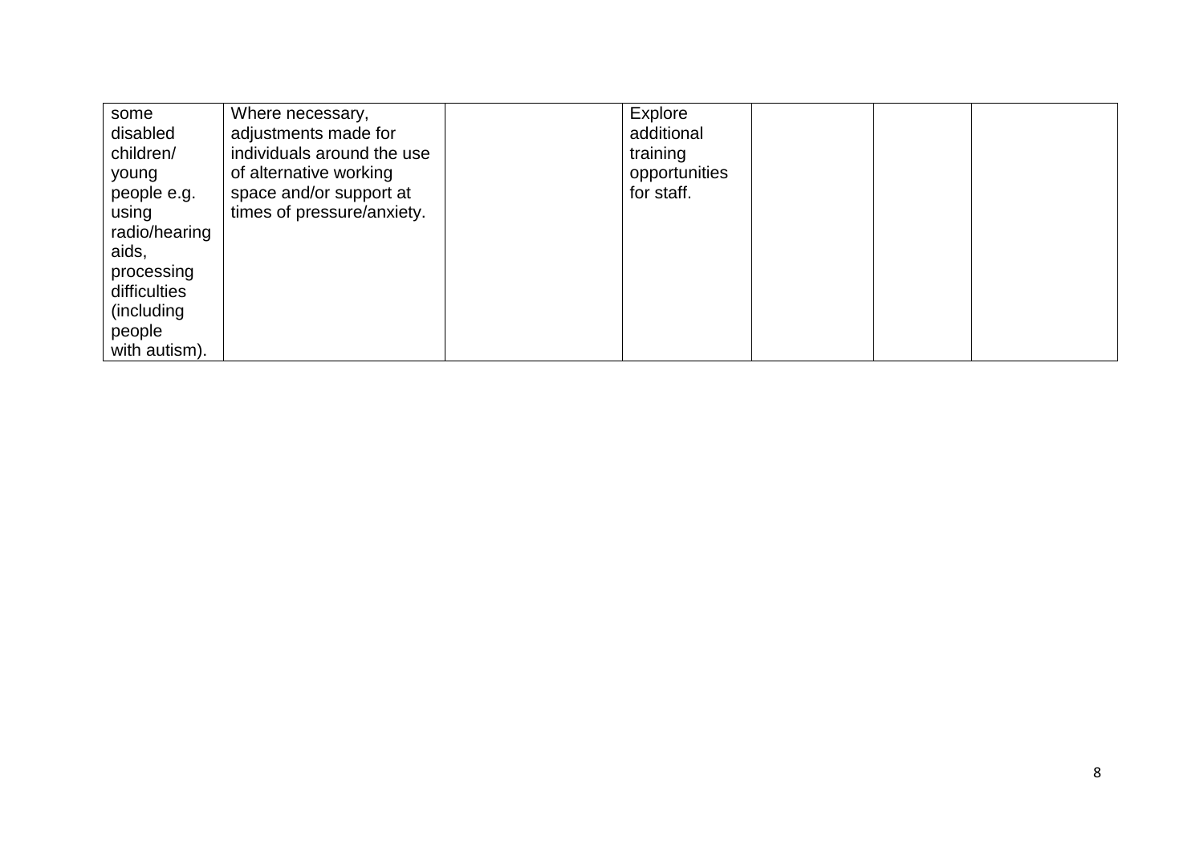| | | | | | | |
|---|---|---|---|---|---|---|
| some disabled children/ young people e.g. using radio/hearing aids, processing difficulties (including people with autism). | Where necessary, adjustments made for individuals around the use of alternative working space and/or support at times of pressure/anxiety. | | Explore additional training opportunities for staff. | | | |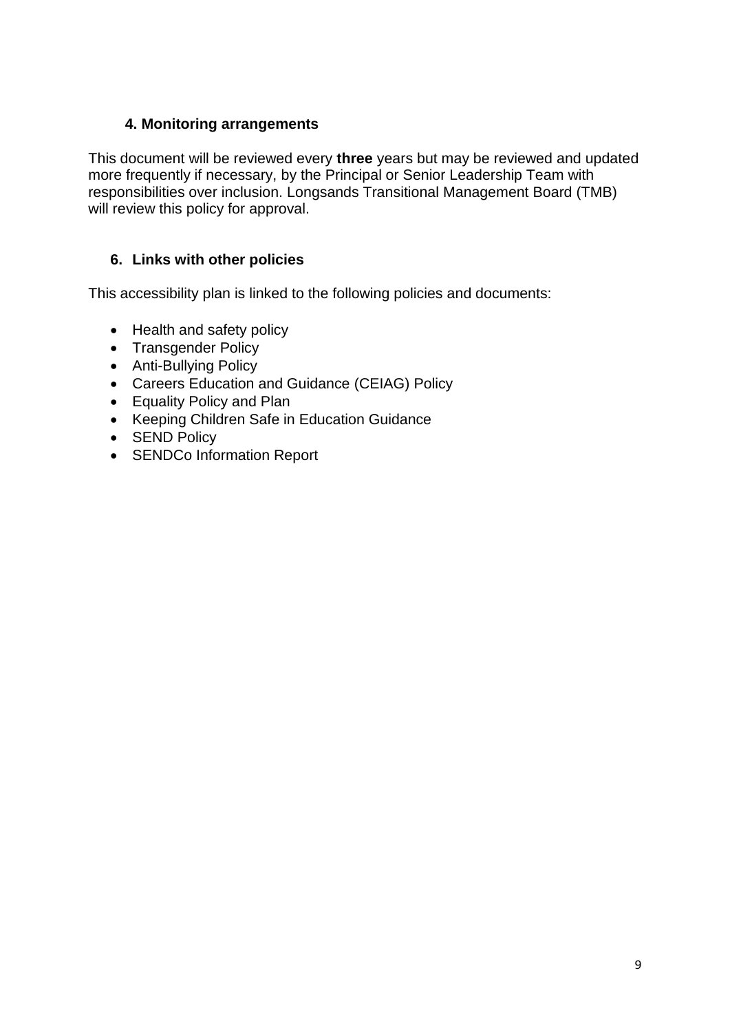## 4. Monitoring arrangements

This document will be reviewed every **three** years but may be reviewed and updated more frequently if necessary, by the Principal or Senior Leadership Team with responsibilities over inclusion. Longsands Transitional Management Board (TMB) will review this policy for approval.

## 6. Links with other policies

This accessibility plan is linked to the following policies and documents:

- Health and safety policy
- Transgender Policy
- Anti-Bullying Policy
- Careers Education and Guidance (CEIAG) Policy
- Equality Policy and Plan
- Keeping Children Safe in Education Guidance
- SEND Policy
- SENDCo Information Report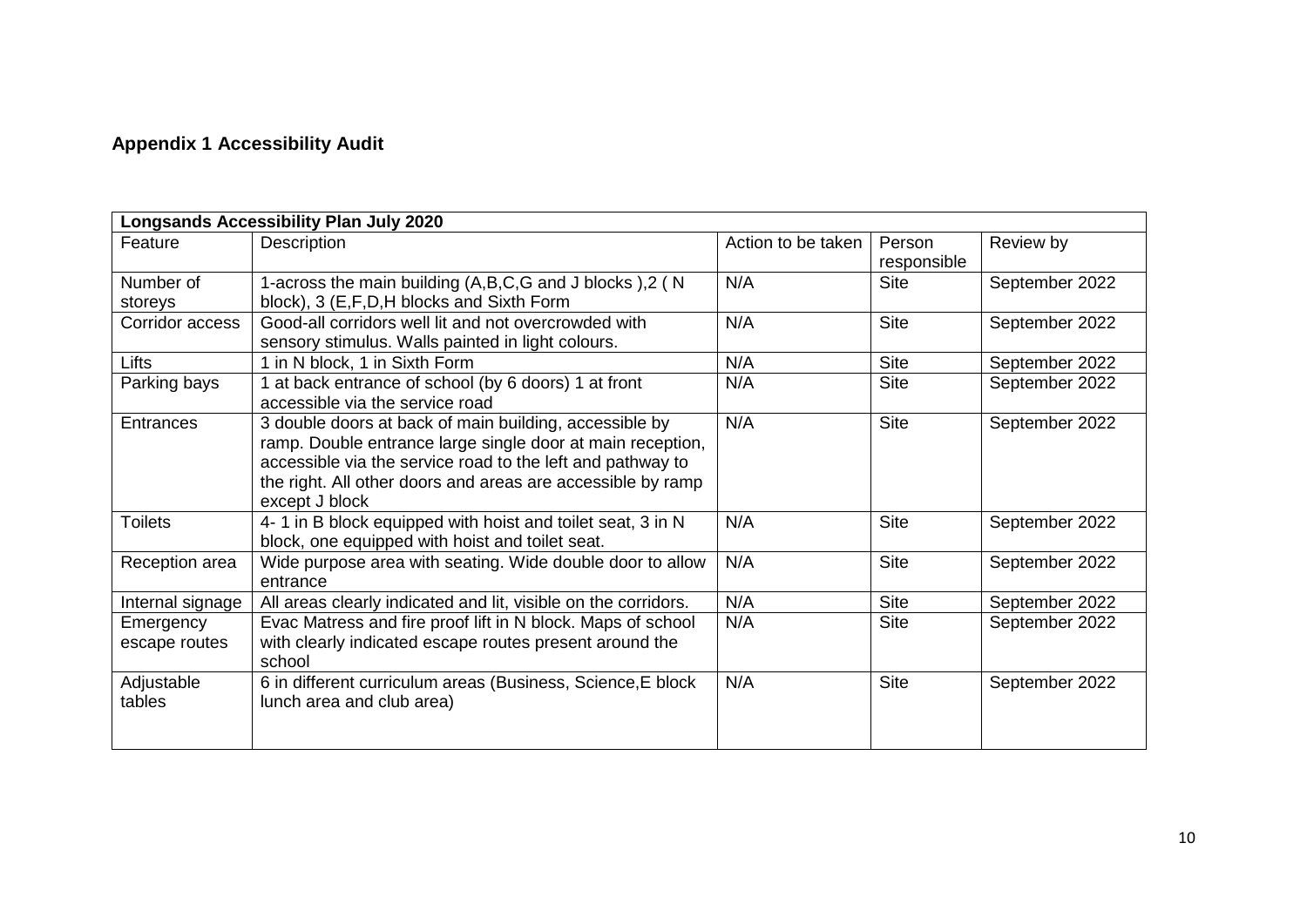**Appendix 1 Accessibility Audit**

| Longsands Accessibility Plan July 2020 | | | | |
|---|---|---|---|---|
| Feature | Description | Action to be taken | Person responsible | Review by |
| Number of storeys | 1-across the main building (A,B,C,G and J blocks ),2 ( N block), 3 (E,F,D,H blocks and Sixth Form | N/A | Site | September 2022 |
| Corridor access | Good-all corridors well lit and not overcrowded with sensory stimulus. Walls painted in light colours. | N/A | Site | September 2022 |
| Lifts | 1 in N block, 1 in Sixth Form | N/A | Site | September 2022 |
| Parking bays | 1 at back entrance of school (by 6 doors) 1 at front accessible via the service road | N/A | Site | September 2022 |
| Entrances | 3 double doors at back of main building, accessible by ramp. Double entrance large single door at main reception, accessible via the service road to the left and pathway to the right. All other doors and areas are accessible by ramp except J block | N/A | Site | September 2022 |
| Toilets | 4- 1 in B block equipped with hoist and toilet seat, 3 in N block, one equipped with hoist and toilet seat. | N/A | Site | September 2022 |
| Reception area | Wide purpose area with seating. Wide double door to allow entrance | N/A | Site | September 2022 |
| Internal signage | All areas clearly indicated and lit, visible on the corridors. | N/A | Site | September 2022 |
| Emergency escape routes | Evac Matress and fire proof lift in N block. Maps of school with clearly indicated escape routes present around the school | N/A | Site | September 2022 |
| Adjustable tables | 6 in different curriculum areas (Business, Science,E block lunch area and club area) | N/A | Site | September 2022 |